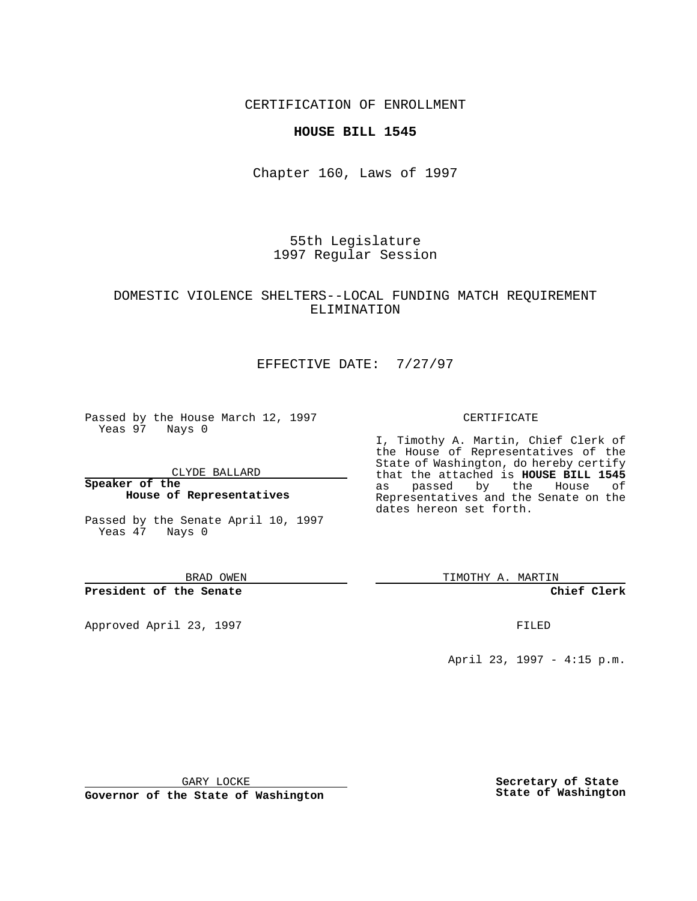CERTIFICATION OF ENROLLMENT

**HOUSE BILL 1545**

Chapter 160, Laws of 1997

55th Legislature
1997 Regular Session

DOMESTIC VIOLENCE SHELTERS--LOCAL FUNDING MATCH REQUIREMENT ELIMINATION

EFFECTIVE DATE: 7/27/97

Passed by the House March 12, 1997
Yeas 97 Nays 0

CLYDE BALLARD

**Speaker of the House of Representatives**

Passed by the Senate April 10, 1997
Yeas 47 Nays 0

BRAD OWEN

**President of the Senate**

Approved April 23, 1997

GARY LOCKE

**Governor of the State of Washington**

CERTIFICATE

I, Timothy A. Martin, Chief Clerk of the House of Representatives of the State of Washington, do hereby certify that the attached is **HOUSE BILL 1545** as passed by the House of Representatives and the Senate on the dates hereon set forth.

TIMOTHY A. MARTIN

**Chief Clerk**

FILED

April 23, 1997 - 4:15 p.m.

**Secretary of State State of Washington**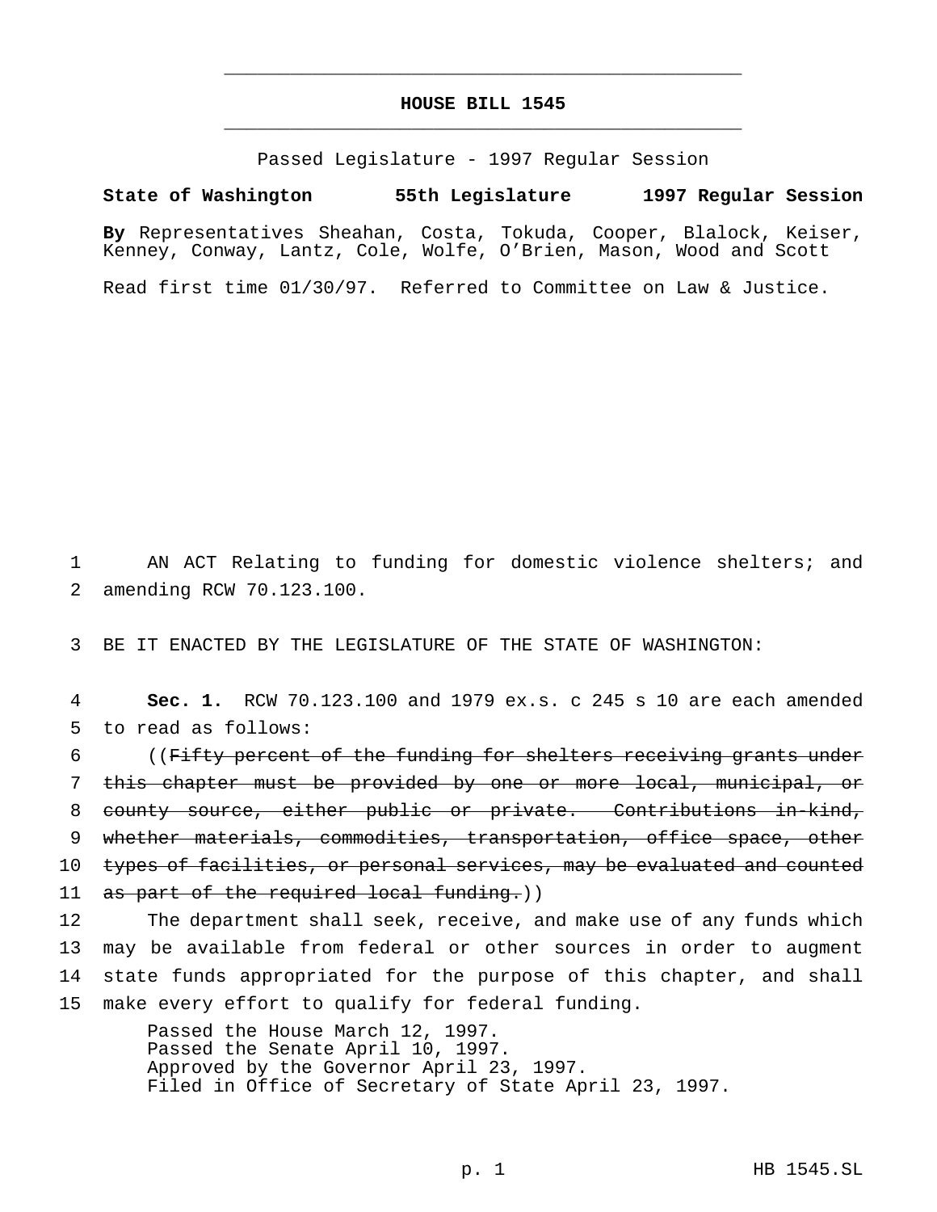# HOUSE BILL 1545

Passed Legislature - 1997 Regular Session

**State of Washington 55th Legislature 1997 Regular Session**

**By** Representatives Sheahan, Costa, Tokuda, Cooper, Blalock, Keiser, Kenney, Conway, Lantz, Cole, Wolfe, O'Brien, Mason, Wood and Scott

Read first time 01/30/97. Referred to Committee on Law & Justice.

AN ACT Relating to funding for domestic violence shelters; and amending RCW 70.123.100.

BE IT ENACTED BY THE LEGISLATURE OF THE STATE OF WASHINGTON:

**Sec. 1.** RCW 70.123.100 and 1979 ex.s. c 245 s 10 are each amended to read as follows:

((~~Fifty percent of the funding for shelters receiving grants under this chapter must be provided by one or more local, municipal, or county source, either public or private. Contributions in-kind, whether materials, commodities, transportation, office space, other types of facilities, or personal services, may be evaluated and counted as part of the required local funding.~~))

The department shall seek, receive, and make use of any funds which may be available from federal or other sources in order to augment state funds appropriated for the purpose of this chapter, and shall make every effort to qualify for federal funding.

Passed the House March 12, 1997.
Passed the Senate April 10, 1997.
Approved by the Governor April 23, 1997.
Filed in Office of Secretary of State April 23, 1997.